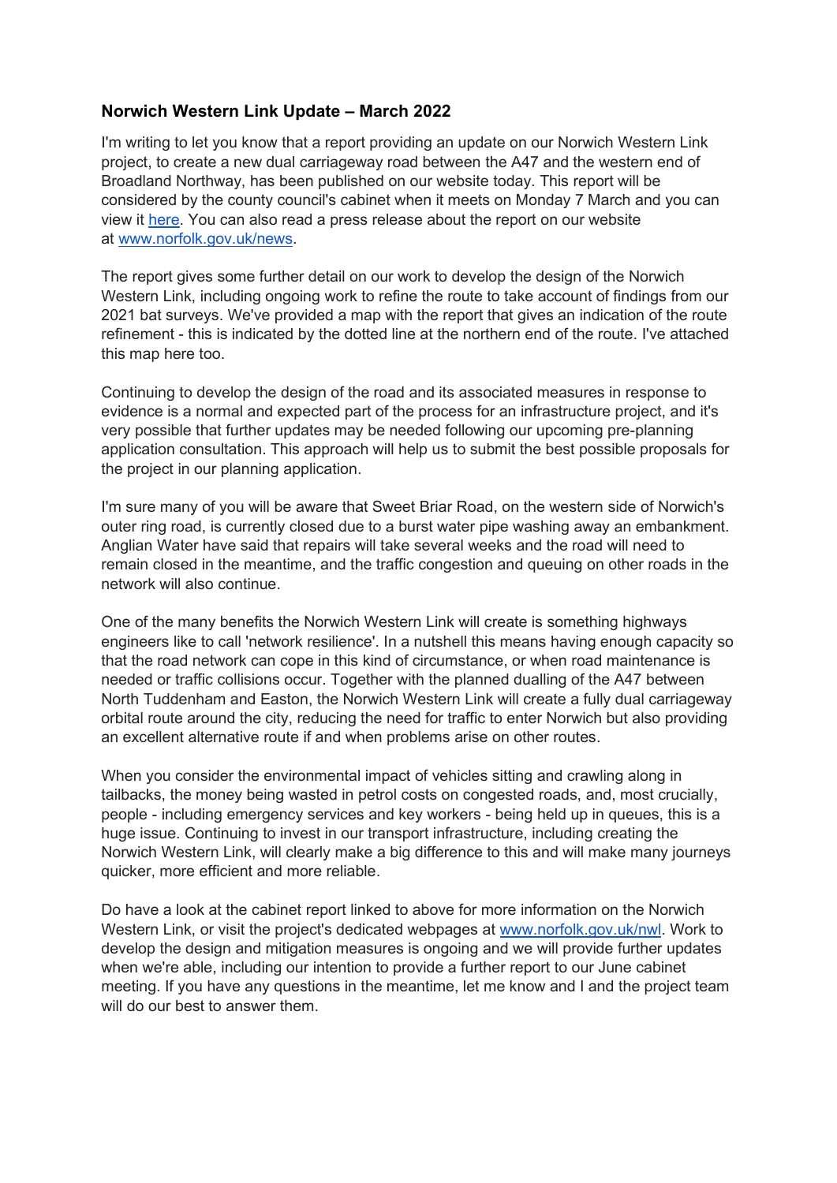## Norwich Western Link Update – March 2022

I'm writing to let you know that a report providing an update on our Norwich Western Link project, to create a new dual carriageway road between the A47 and the western end of Broadland Northway, has been published on our website today. This report will be considered by the county council's cabinet when it meets on Monday 7 March and you can view it here. You can also read a press release about the report on our website at www.norfolk.gov.uk/news.

The report gives some further detail on our work to develop the design of the Norwich Western Link, including ongoing work to refine the route to take account of findings from our 2021 bat surveys. We've provided a map with the report that gives an indication of the route refinement - this is indicated by the dotted line at the northern end of the route. I've attached this map here too.

Continuing to develop the design of the road and its associated measures in response to evidence is a normal and expected part of the process for an infrastructure project, and it's very possible that further updates may be needed following our upcoming pre-planning application consultation. This approach will help us to submit the best possible proposals for the project in our planning application.

I'm sure many of you will be aware that Sweet Briar Road, on the western side of Norwich's outer ring road, is currently closed due to a burst water pipe washing away an embankment. Anglian Water have said that repairs will take several weeks and the road will need to remain closed in the meantime, and the traffic congestion and queuing on other roads in the network will also continue.

One of the many benefits the Norwich Western Link will create is something highways engineers like to call 'network resilience'. In a nutshell this means having enough capacity so that the road network can cope in this kind of circumstance, or when road maintenance is needed or traffic collisions occur. Together with the planned dualling of the A47 between North Tuddenham and Easton, the Norwich Western Link will create a fully dual carriageway orbital route around the city, reducing the need for traffic to enter Norwich but also providing an excellent alternative route if and when problems arise on other routes.

When you consider the environmental impact of vehicles sitting and crawling along in tailbacks, the money being wasted in petrol costs on congested roads, and, most crucially, people - including emergency services and key workers - being held up in queues, this is a huge issue. Continuing to invest in our transport infrastructure, including creating the Norwich Western Link, will clearly make a big difference to this and will make many journeys quicker, more efficient and more reliable.

Do have a look at the cabinet report linked to above for more information on the Norwich Western Link, or visit the project's dedicated webpages at www.norfolk.gov.uk/nwl. Work to develop the design and mitigation measures is ongoing and we will provide further updates when we're able, including our intention to provide a further report to our June cabinet meeting. If you have any questions in the meantime, let me know and I and the project team will do our best to answer them.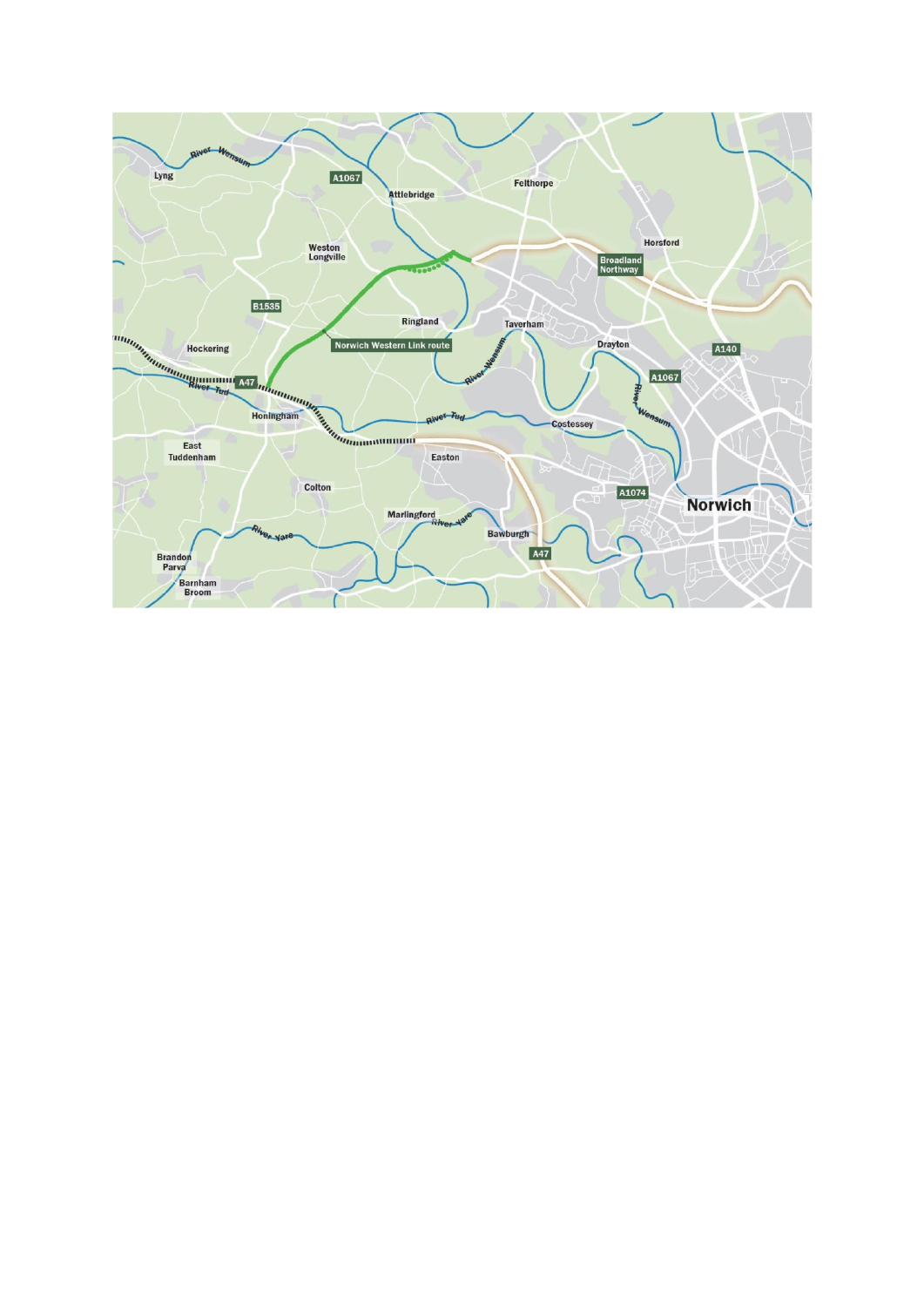Lyng

River Wensum

A1067

Attlebridge

Felthorpe

Horsford

Weston Longville

Broadland Northway

B1535

Ringland

Taverham

Norwich Western Link route

Hockering

Drayton

A140

River Wensum

A47

A1067

River Tud

River Wensum

Honingham

River Tud

Costessey

East Tuddenham

Easton

A1074

Norwich

Colton

Marlingford

River Yare

Bawburgh

River Yare

A47

Brandon Parva

Barnham Broom